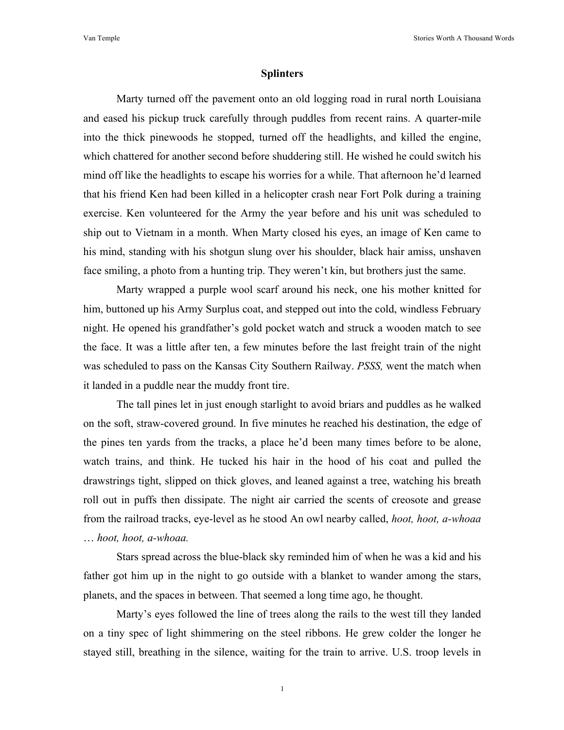# Splinters

Marty turned off the pavement onto an old logging road in rural north Louisiana and eased his pickup truck carefully through puddles from recent rains. A quarter-mile into the thick pinewoods he stopped, turned off the headlights, and killed the engine, which chattered for another second before shuddering still. He wished he could switch his mind off like the headlights to escape his worries for a while. That afternoon he'd learned that his friend Ken had been killed in a helicopter crash near Fort Polk during a training exercise. Ken volunteered for the Army the year before and his unit was scheduled to ship out to Vietnam in a month. When Marty closed his eyes, an image of Ken came to his mind, standing with his shotgun slung over his shoulder, black hair amiss, unshaven face smiling, a photo from a hunting trip. They weren't kin, but brothers just the same.

Marty wrapped a purple wool scarf around his neck, one his mother knitted for him, buttoned up his Army Surplus coat, and stepped out into the cold, windless February night. He opened his grandfather's gold pocket watch and struck a wooden match to see the face. It was a little after ten, a few minutes before the last freight train of the night was scheduled to pass on the Kansas City Southern Railway. *PSSS,* went the match when it landed in a puddle near the muddy front tire.

The tall pines let in just enough starlight to avoid briars and puddles as he walked on the soft, straw-covered ground. In five minutes he reached his destination, the edge of the pines ten yards from the tracks, a place he'd been many times before to be alone, watch trains, and think. He tucked his hair in the hood of his coat and pulled the drawstrings tight, slipped on thick gloves, and leaned against a tree, watching his breath roll out in puffs then dissipate. The night air carried the scents of creosote and grease from the railroad tracks, eye-level as he stood An owl nearby called, *hoot, hoot, a-whoaa … hoot, hoot, a-whoaa.*

Stars spread across the blue-black sky reminded him of when he was a kid and his father got him up in the night to go outside with a blanket to wander among the stars, planets, and the spaces in between. That seemed a long time ago, he thought.

Marty's eyes followed the line of trees along the rails to the west till they landed on a tiny spec of light shimmering on the steel ribbons. He grew colder the longer he stayed still, breathing in the silence, waiting for the train to arrive. U.S. troop levels in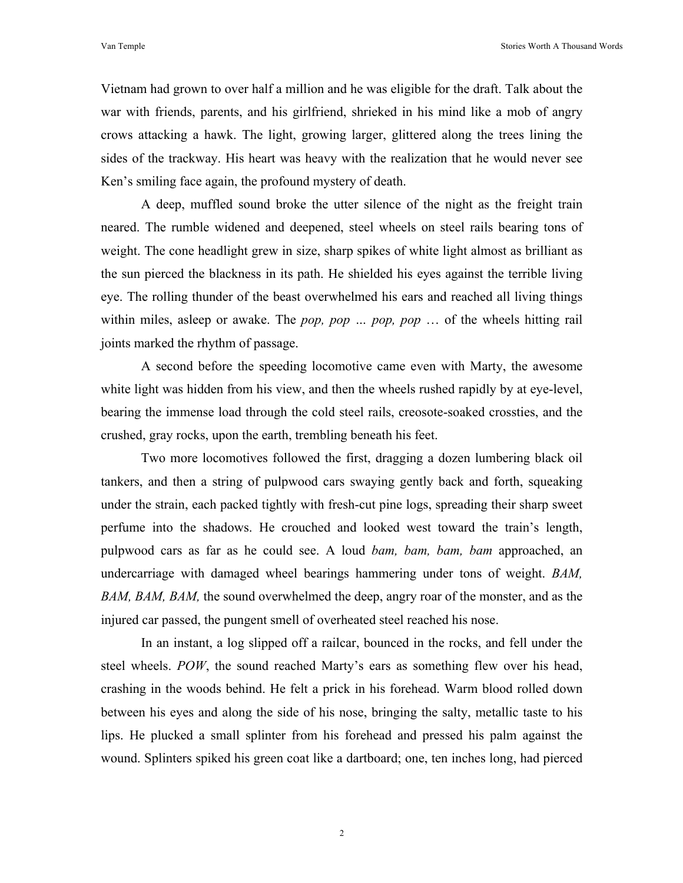Vietnam had grown to over half a million and he was eligible for the draft. Talk about the war with friends, parents, and his girlfriend, shrieked in his mind like a mob of angry crows attacking a hawk. The light, growing larger, glittered along the trees lining the sides of the trackway. His heart was heavy with the realization that he would never see Ken's smiling face again, the profound mystery of death.

A deep, muffled sound broke the utter silence of the night as the freight train neared. The rumble widened and deepened, steel wheels on steel rails bearing tons of weight. The cone headlight grew in size, sharp spikes of white light almost as brilliant as the sun pierced the blackness in its path. He shielded his eyes against the terrible living eye. The rolling thunder of the beast overwhelmed his ears and reached all living things within miles, asleep or awake. The *pop, pop … pop, pop* … of the wheels hitting rail joints marked the rhythm of passage.

A second before the speeding locomotive came even with Marty, the awesome white light was hidden from his view, and then the wheels rushed rapidly by at eye-level, bearing the immense load through the cold steel rails, creosote-soaked crossties, and the crushed, gray rocks, upon the earth, trembling beneath his feet.

Two more locomotives followed the first, dragging a dozen lumbering black oil tankers, and then a string of pulpwood cars swaying gently back and forth, squeaking under the strain, each packed tightly with fresh-cut pine logs, spreading their sharp sweet perfume into the shadows. He crouched and looked west toward the train's length, pulpwood cars as far as he could see. A loud *bam, bam, bam, bam* approached, an undercarriage with damaged wheel bearings hammering under tons of weight. *BAM, BAM, BAM, BAM,* the sound overwhelmed the deep, angry roar of the monster, and as the injured car passed, the pungent smell of overheated steel reached his nose.

In an instant, a log slipped off a railcar, bounced in the rocks, and fell under the steel wheels. *POW*, the sound reached Marty's ears as something flew over his head, crashing in the woods behind. He felt a prick in his forehead. Warm blood rolled down between his eyes and along the side of his nose, bringing the salty, metallic taste to his lips. He plucked a small splinter from his forehead and pressed his palm against the wound. Splinters spiked his green coat like a dartboard; one, ten inches long, had pierced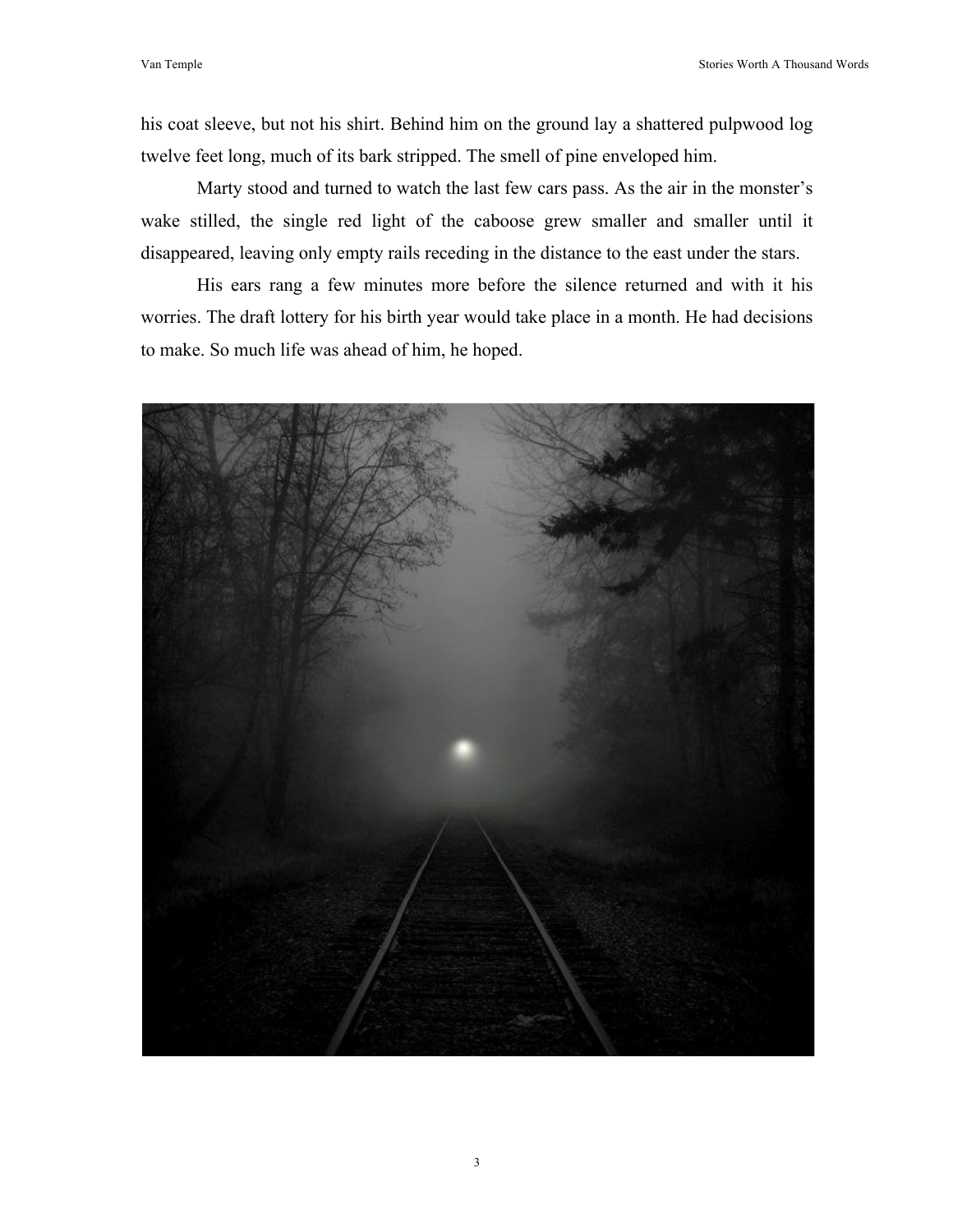his coat sleeve, but not his shirt. Behind him on the ground lay a shattered pulpwood log twelve feet long, much of its bark stripped. The smell of pine enveloped him.

Marty stood and turned to watch the last few cars pass. As the air in the monster's wake stilled, the single red light of the caboose grew smaller and smaller until it disappeared, leaving only empty rails receding in the distance to the east under the stars.

His ears rang a few minutes more before the silence returned and with it his worries. The draft lottery for his birth year would take place in a month. He had decisions to make. So much life was ahead of him, he hoped.